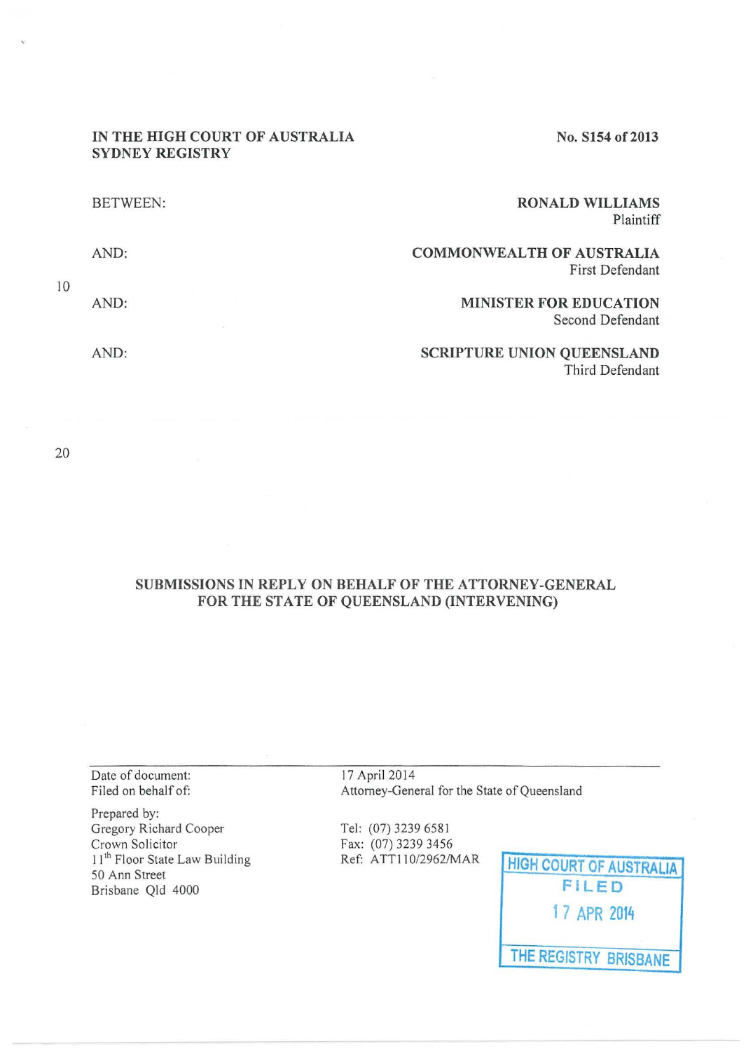**IN THE HIGH COURT OF AUSTRALIA**
**SYDNEY REGISTRY**

**No. S154 of 2013**

BETWEEN: **RONALD WILLIAMS**
Plaintiff

AND: **COMMONWEALTH OF AUSTRALIA**
First Defendant

AND: **MINISTER FOR EDUCATION**
Second Defendant

AND: **SCRIPTURE UNION QUEENSLAND**
Third Defendant

**SUBMISSIONS IN REPLY ON BEHALF OF THE ATTORNEY-GENERAL FOR THE STATE OF QUEENSLAND (INTERVENING)**

| | |
|---|---|
| Date of document: | 17 April 2014 |
| Filed on behalf of: | Attorney-General for the State of Queensland |
| Prepared by: | |
| Gregory Richard Cooper | Tel: (07) 3239 6581 |
| Crown Solicitor | Fax: (07) 3239 3456 |
| 11th Floor State Law Building | Ref: ATT110/2962/MAR |
| 50 Ann Street | |
| Brisbane Qld 4000 | |

HIGH COURT OF AUSTRALIA
FILED
17 APR 2014
THE REGISTRY BRISBANE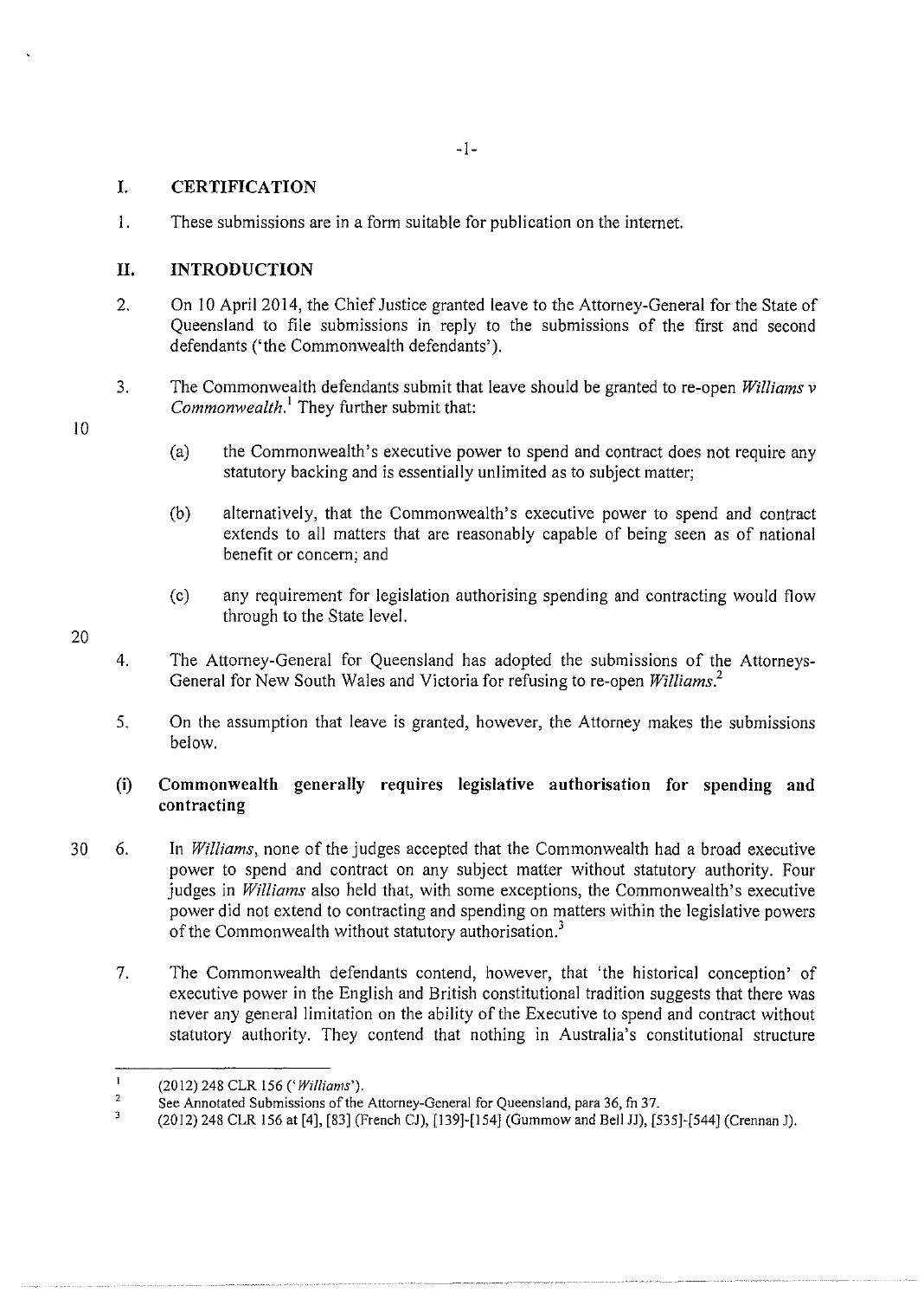## I. CERTIFICATION

1. These submissions are in a form suitable for publication on the internet.

## II. INTRODUCTION

2. On 10 April 2014, the Chief Justice granted leave to the Attorney-General for the State of Queensland to file submissions in reply to the submissions of the first and second defendants ('the Commonwealth defendants').

3. The Commonwealth defendants submit that leave should be granted to re-open *Williams v Commonwealth*.[1] They further submit that:

   (a) the Commonwealth's executive power to spend and contract does not require any statutory backing and is essentially unlimited as to subject matter;

   (b) alternatively, that the Commonwealth's executive power to spend and contract extends to all matters that are reasonably capable of being seen as of national benefit or concern; and

   (c) any requirement for legislation authorising spending and contracting would flow through to the State level.

4. The Attorney-General for Queensland has adopted the submissions of the Attorneys-General for New South Wales and Victoria for refusing to re-open *Williams*.[2]

5. On the assumption that leave is granted, however, the Attorney makes the submissions below.

### (i) Commonwealth generally requires legislative authorisation for spending and contracting

6. In *Williams*, none of the judges accepted that the Commonwealth had a broad executive power to spend and contract on any subject matter without statutory authority. Four judges in *Williams* also held that, with some exceptions, the Commonwealth's executive power did not extend to contracting and spending on matters within the legislative powers of the Commonwealth without statutory authorisation.[3]

7. The Commonwealth defendants contend, however, that 'the historical conception' of executive power in the English and British constitutional tradition suggests that there was never any general limitation on the ability of the Executive to spend and contract without statutory authority. They contend that nothing in Australia's constitutional structure

---

[1] (2012) 248 CLR 156 ('*Williams*').

[2] See Annotated Submissions of the Attorney-General for Queensland, para 36, fn 37.

[3] (2012) 248 CLR 156 at [4], [83] (French CJ), [139]-[154] (Gummow and Bell JJ), [535]-[544] (Crennan J).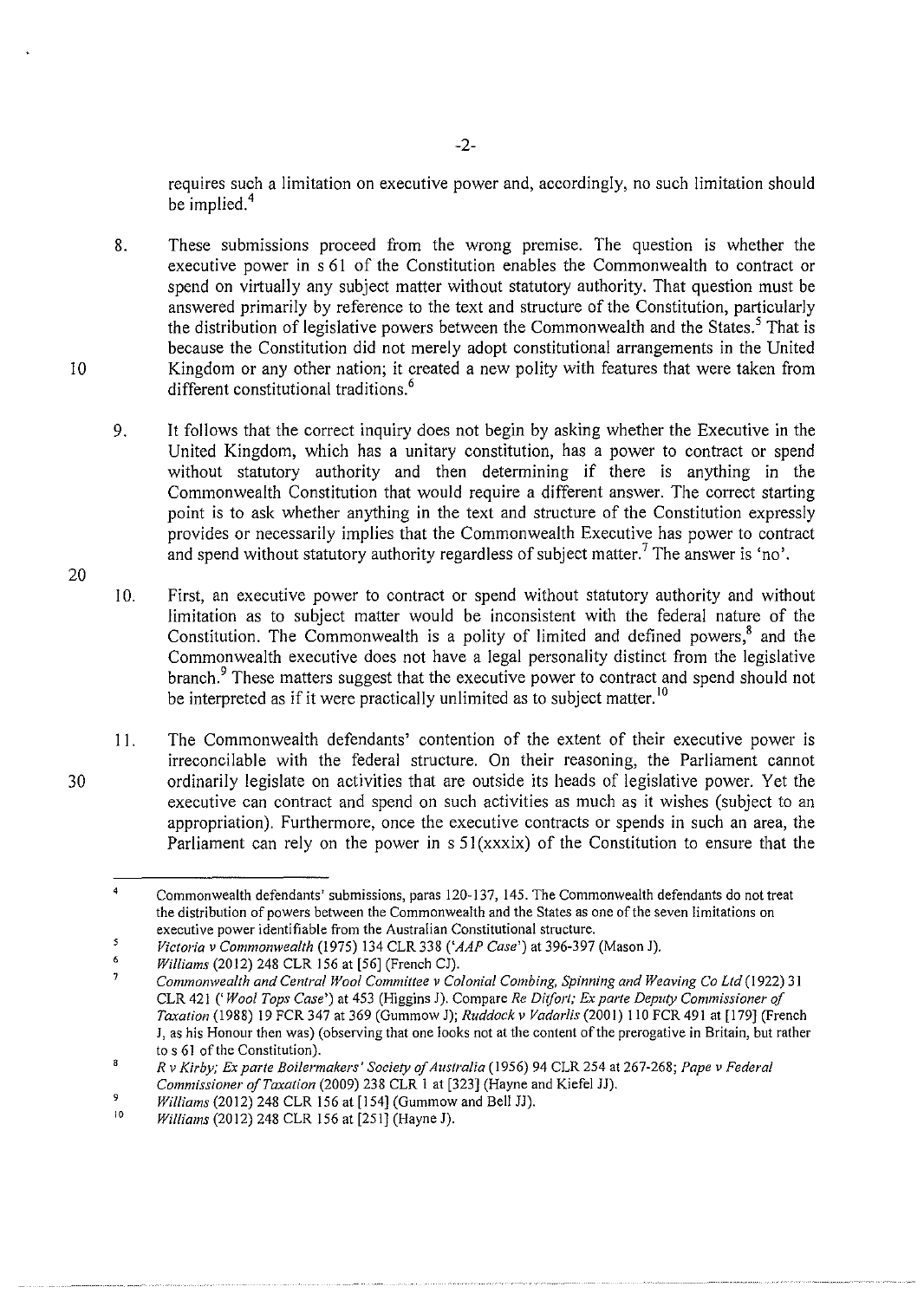requires such a limitation on executive power and, accordingly, no such limitation should be implied.[4]

8. These submissions proceed from the wrong premise. The question is whether the executive power in s 61 of the Constitution enables the Commonwealth to contract or spend on virtually any subject matter without statutory authority. That question must be answered primarily by reference to the text and structure of the Constitution, particularly the distribution of legislative powers between the Commonwealth and the States.[5] That is because the Constitution did not merely adopt constitutional arrangements in the United Kingdom or any other nation; it created a new polity with features that were taken from different constitutional traditions.[6]

9. It follows that the correct inquiry does not begin by asking whether the Executive in the United Kingdom, which has a unitary constitution, has a power to contract or spend without statutory authority and then determining if there is anything in the Commonwealth Constitution that would require a different answer. The correct starting point is to ask whether anything in the text and structure of the Constitution expressly provides or necessarily implies that the Commonwealth Executive has power to contract and spend without statutory authority regardless of subject matter.[7] The answer is 'no'.

10. First, an executive power to contract or spend without statutory authority and without limitation as to subject matter would be inconsistent with the federal nature of the Constitution. The Commonwealth is a polity of limited and defined powers,[8] and the Commonwealth executive does not have a legal personality distinct from the legislative branch.[9] These matters suggest that the executive power to contract and spend should not be interpreted as if it were practically unlimited as to subject matter.[10]

11. The Commonwealth defendants' contention of the extent of their executive power is irreconcilable with the federal structure. On their reasoning, the Parliament cannot ordinarily legislate on activities that are outside its heads of legislative power. Yet the executive can contract and spend on such activities as much as it wishes (subject to an appropriation). Furthermore, once the executive contracts or spends in such an area, the Parliament can rely on the power in s 51(xxxix) of the Constitution to ensure that the

---

[4] Commonwealth defendants' submissions, paras 120-137, 145. The Commonwealth defendants do not treat the distribution of powers between the Commonwealth and the States as one of the seven limitations on executive power identifiable from the Australian Constitutional structure.

[5] *Victoria v Commonwealth* (1975) 134 CLR 338 (*'AAP Case'*) at 396-397 (Mason J).

[6] *Williams* (2012) 248 CLR 156 at [56] (French CJ).

[7] *Commonwealth and Central Wool Committee v Colonial Combing, Spinning and Weaving Co Ltd* (1922) 31 CLR 421 (*'Wool Tops Case'*) at 453 (Higgins J). Compare *Re Ditfort; Ex parte Deputy Commissioner of Taxation* (1988) 19 FCR 347 at 369 (Gummow J); *Ruddock v Vadarlis* (2001) 110 FCR 491 at [179] (French J, as his Honour then was) (observing that one looks not at the content of the prerogative in Britain, but rather to s 61 of the Constitution).

[8] *R v Kirby; Ex parte Boilermakers' Society of Australia* (1956) 94 CLR 254 at 267-268; *Pape v Federal Commissioner of Taxation* (2009) 238 CLR 1 at [323] (Hayne and Kiefel JJ).

[9] *Williams* (2012) 248 CLR 156 at [154] (Gummow and Bell JJ).

[10] *Williams* (2012) 248 CLR 156 at [251] (Hayne J).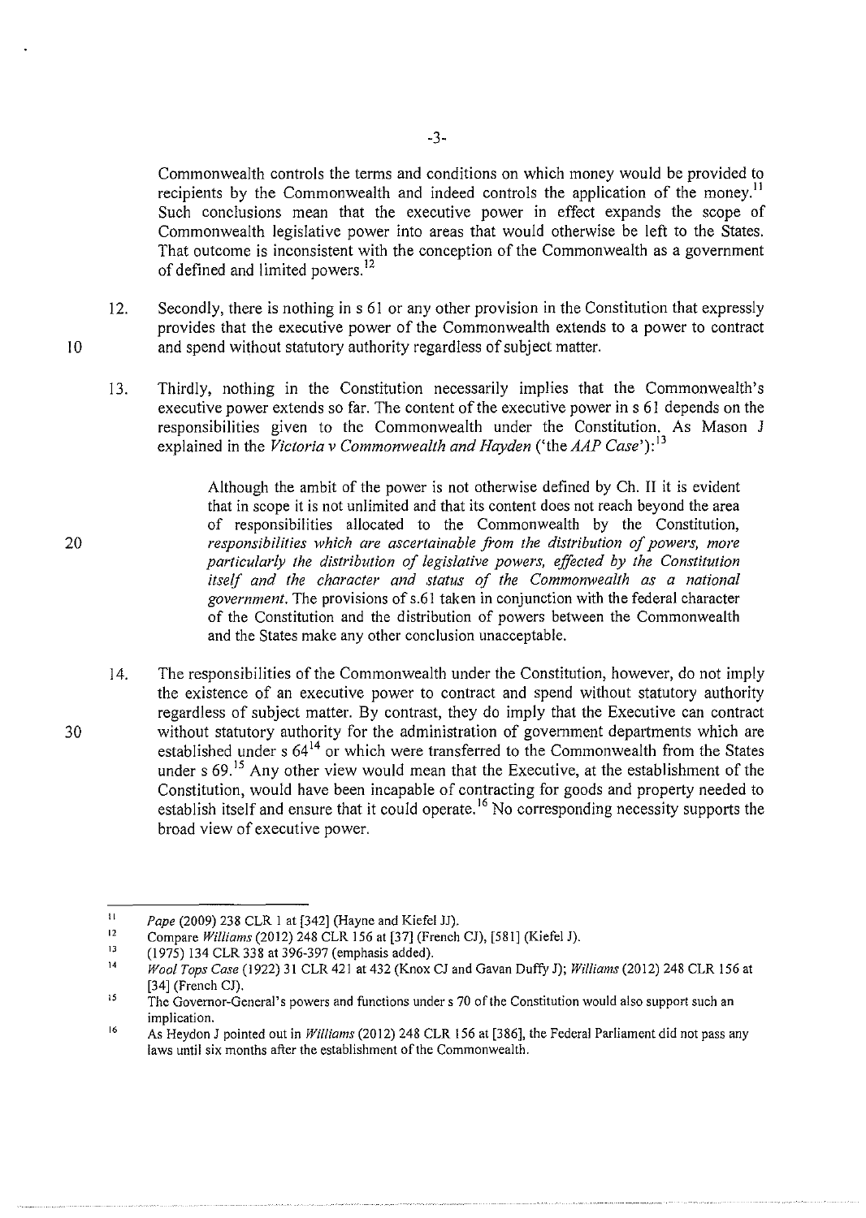Commonwealth controls the terms and conditions on which money would be provided to recipients by the Commonwealth and indeed controls the application of the money.[11] Such conclusions mean that the executive power in effect expands the scope of Commonwealth legislative power into areas that would otherwise be left to the States. That outcome is inconsistent with the conception of the Commonwealth as a government of defined and limited powers.[12]

12. Secondly, there is nothing in s 61 or any other provision in the Constitution that expressly provides that the executive power of the Commonwealth extends to a power to contract and spend without statutory authority regardless of subject matter.

13. Thirdly, nothing in the Constitution necessarily implies that the Commonwealth's executive power extends so far. The content of the executive power in s 61 depends on the responsibilities given to the Commonwealth under the Constitution. As Mason J explained in the *Victoria v Commonwealth and Hayden* ('the *AAP Case*'):[13]

> Although the ambit of the power is not otherwise defined by Ch. II it is evident that in scope it is not unlimited and that its content does not reach beyond the area of responsibilities allocated to the Commonwealth by the Constitution, *responsibilities which are ascertainable from the distribution of powers, more particularly the distribution of legislative powers, effected by the Constitution itself and the character and status of the Commonwealth as a national government.* The provisions of s.61 taken in conjunction with the federal character of the Constitution and the distribution of powers between the Commonwealth and the States make any other conclusion unacceptable.

14. The responsibilities of the Commonwealth under the Constitution, however, do not imply the existence of an executive power to contract and spend without statutory authority regardless of subject matter. By contrast, they do imply that the Executive can contract without statutory authority for the administration of government departments which are established under s 64[14] or which were transferred to the Commonwealth from the States under s 69.[15] Any other view would mean that the Executive, at the establishment of the Constitution, would have been incapable of contracting for goods and property needed to establish itself and ensure that it could operate.[16] No corresponding necessity supports the broad view of executive power.

---

[11] *Pape* (2009) 238 CLR 1 at [342] (Hayne and Kiefel JJ).

[12] Compare *Williams* (2012) 248 CLR 156 at [37] (French CJ), [581] (Kiefel J).

[13] (1975) 134 CLR 338 at 396-397 (emphasis added).

[14] *Wool Tops Case* (1922) 31 CLR 421 at 432 (Knox CJ and Gavan Duffy J); *Williams* (2012) 248 CLR 156 at [34] (French CJ).

[15] The Governor-General's powers and functions under s 70 of the Constitution would also support such an implication.

[16] As Heydon J pointed out in *Williams* (2012) 248 CLR 156 at [386], the Federal Parliament did not pass any laws until six months after the establishment of the Commonwealth.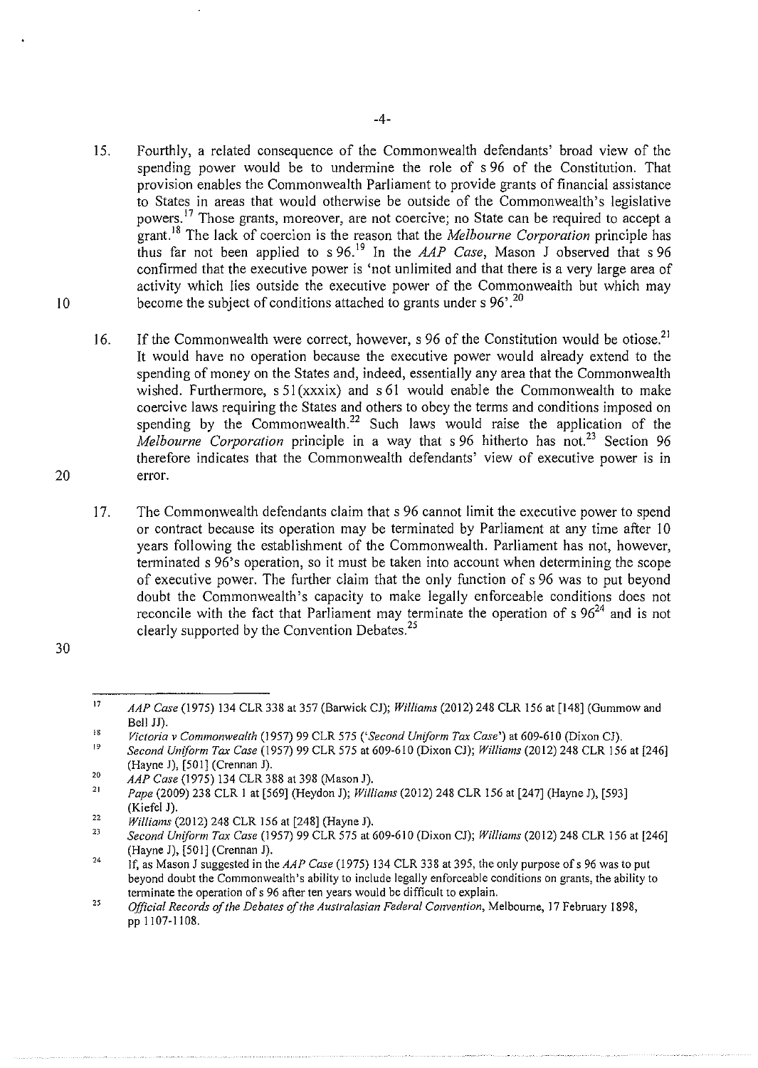15. Fourthly, a related consequence of the Commonwealth defendants' broad view of the spending power would be to undermine the role of s 96 of the Constitution. That provision enables the Commonwealth Parliament to provide grants of financial assistance to States in areas that would otherwise be outside of the Commonwealth's legislative powers.[17] Those grants, moreover, are not coercive; no State can be required to accept a grant.[18] The lack of coercion is the reason that the *Melbourne Corporation* principle has thus far not been applied to s 96.[19] In the *AAP Case*, Mason J observed that s 96 confirmed that the executive power is 'not unlimited and that there is a very large area of activity which lies outside the executive power of the Commonwealth but which may become the subject of conditions attached to grants under s 96'.[20]

16. If the Commonwealth were correct, however, s 96 of the Constitution would be otiose.[21] It would have no operation because the executive power would already extend to the spending of money on the States and, indeed, essentially any area that the Commonwealth wished. Furthermore, s 51(xxxix) and s 61 would enable the Commonwealth to make coercive laws requiring the States and others to obey the terms and conditions imposed on spending by the Commonwealth.[22] Such laws would raise the application of the *Melbourne Corporation* principle in a way that s 96 hitherto has not.[23] Section 96 therefore indicates that the Commonwealth defendants' view of executive power is in error.

17. The Commonwealth defendants claim that s 96 cannot limit the executive power to spend or contract because its operation may be terminated by Parliament at any time after 10 years following the establishment of the Commonwealth. Parliament has not, however, terminated s 96's operation, so it must be taken into account when determining the scope of executive power. The further claim that the only function of s 96 was to put beyond doubt the Commonwealth's capacity to make legally enforceable conditions does not reconcile with the fact that Parliament may terminate the operation of s 96[24] and is not clearly supported by the Convention Debates.[25]

---

[17] *AAP Case* (1975) 134 CLR 338 at 357 (Barwick CJ); *Williams* (2012) 248 CLR 156 at [148] (Gummow and Bell JJ).

[18] *Victoria v Commonwealth* (1957) 99 CLR 575 ('*Second Uniform Tax Case*') at 609-610 (Dixon CJ).

[19] *Second Uniform Tax Case* (1957) 99 CLR 575 at 609-610 (Dixon CJ); *Williams* (2012) 248 CLR 156 at [246] (Hayne J), [501] (Crennan J).

[20] *AAP Case* (1975) 134 CLR 388 at 398 (Mason J).

[21] *Pape* (2009) 238 CLR 1 at [569] (Heydon J); *Williams* (2012) 248 CLR 156 at [247] (Hayne J), [593] (Kiefel J).

[22] *Williams* (2012) 248 CLR 156 at [248] (Hayne J).

[23] *Second Uniform Tax Case* (1957) 99 CLR 575 at 609-610 (Dixon CJ); *Williams* (2012) 248 CLR 156 at [246] (Hayne J), [501] (Crennan J).

[24] If, as Mason J suggested in the *AAP Case* (1975) 134 CLR 338 at 395, the only purpose of s 96 was to put beyond doubt the Commonwealth's ability to include legally enforceable conditions on grants, the ability to terminate the operation of s 96 after ten years would be difficult to explain.

[25] *Official Records of the Debates of the Australasian Federal Convention*, Melbourne, 17 February 1898, pp 1107-1108.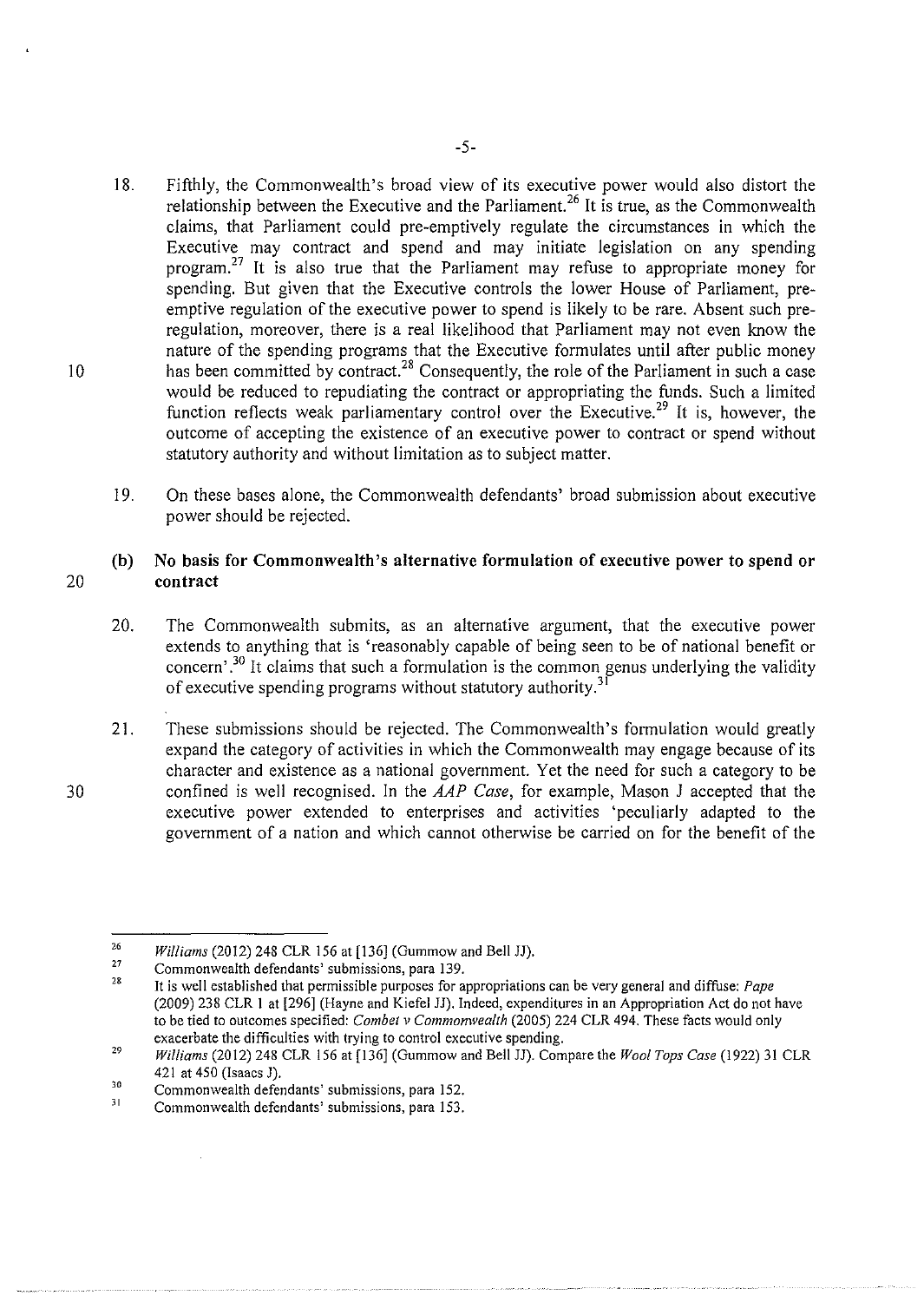18. Fifthly, the Commonwealth's broad view of its executive power would also distort the relationship between the Executive and the Parliament.[26] It is true, as the Commonwealth claims, that Parliament could pre-emptively regulate the circumstances in which the Executive may contract and spend and may initiate legislation on any spending program.[27] It is also true that the Parliament may refuse to appropriate money for spending. But given that the Executive controls the lower House of Parliament, pre-emptive regulation of the executive power to spend is likely to be rare. Absent such pre-regulation, moreover, there is a real likelihood that Parliament may not even know the nature of the spending programs that the Executive formulates until after public money has been committed by contract.[28] Consequently, the role of the Parliament in such a case would be reduced to repudiating the contract or appropriating the funds. Such a limited function reflects weak parliamentary control over the Executive.[29] It is, however, the outcome of accepting the existence of an executive power to contract or spend without statutory authority and without limitation as to subject matter.

19. On these bases alone, the Commonwealth defendants' broad submission about executive power should be rejected.

### (b) No basis for Commonwealth's alternative formulation of executive power to spend or contract

20. The Commonwealth submits, as an alternative argument, that the executive power extends to anything that is 'reasonably capable of being seen to be of national benefit or concern'.[30] It claims that such a formulation is the common genus underlying the validity of executive spending programs without statutory authority.[31]

21. These submissions should be rejected. The Commonwealth's formulation would greatly expand the category of activities in which the Commonwealth may engage because of its character and existence as a national government. Yet the need for such a category to be confined is well recognised. In the *AAP Case*, for example, Mason J accepted that the executive power extended to enterprises and activities 'peculiarly adapted to the government of a nation and which cannot otherwise be carried on for the benefit of the

---

[26] *Williams* (2012) 248 CLR 156 at [136] (Gummow and Bell JJ).

[27] Commonwealth defendants' submissions, para 139.

[28] It is well established that permissible purposes for appropriations can be very general and diffuse: *Pape* (2009) 238 CLR 1 at [296] (Hayne and Kiefel JJ). Indeed, expenditures in an Appropriation Act do not have to be tied to outcomes specified: *Combet v Commonwealth* (2005) 224 CLR 494. These facts would only exacerbate the difficulties with trying to control executive spending.

[29] *Williams* (2012) 248 CLR 156 at [136] (Gummow and Bell JJ). Compare the *Wool Tops Case* (1922) 31 CLR 421 at 450 (Isaacs J).

[30] Commonwealth defendants' submissions, para 152.

[31] Commonwealth defendants' submissions, para 153.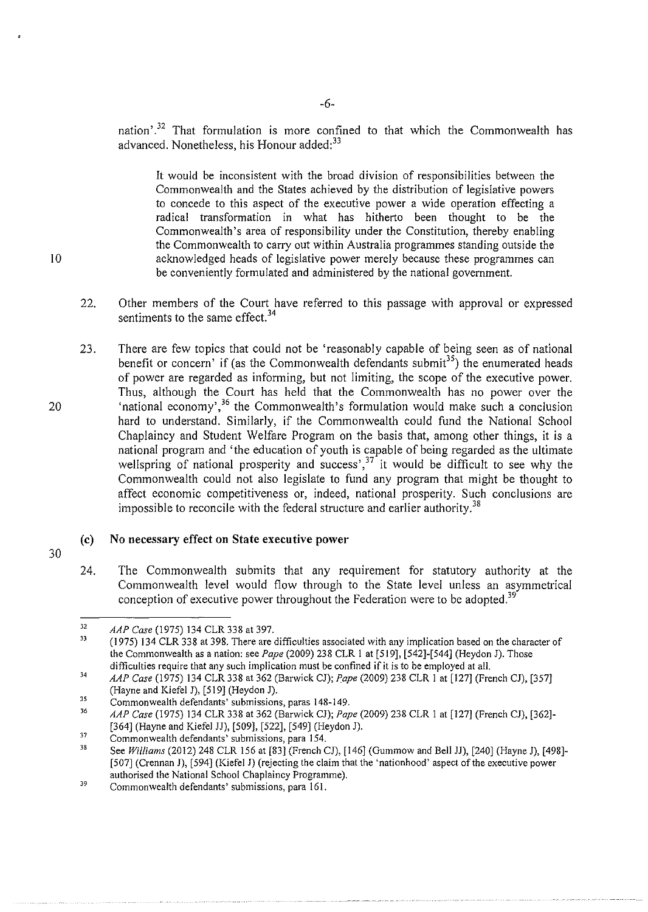nation'.[32] That formulation is more confined to that which the Commonwealth has advanced. Nonetheless, his Honour added:[33]

> It would be inconsistent with the broad division of responsibilities between the Commonwealth and the States achieved by the distribution of legislative powers to concede to this aspect of the executive power a wide operation effecting a radical transformation in what has hitherto been thought to be the Commonwealth's area of responsibility under the Constitution, thereby enabling the Commonwealth to carry out within Australia programmes standing outside the acknowledged heads of legislative power merely because these programmes can be conveniently formulated and administered by the national government.

22. Other members of the Court have referred to this passage with approval or expressed sentiments to the same effect.[34]

23. There are few topics that could not be 'reasonably capable of being seen as of national benefit or concern' if (as the Commonwealth defendants submit[35]) the enumerated heads of power are regarded as informing, but not limiting, the scope of the executive power. Thus, although the Court has held that the Commonwealth has no power over the 'national economy',[36] the Commonwealth's formulation would make such a conclusion hard to understand. Similarly, if the Commonwealth could fund the National School Chaplaincy and Student Welfare Program on the basis that, among other things, it is a national program and 'the education of youth is capable of being regarded as the ultimate wellspring of national prosperity and success',[37] it would be difficult to see why the Commonwealth could not also legislate to fund any program that might be thought to affect economic competitiveness or, indeed, national prosperity. Such conclusions are impossible to reconcile with the federal structure and earlier authority.[38]

### (c) No necessary effect on State executive power

24. The Commonwealth submits that any requirement for statutory authority at the Commonwealth level would flow through to the State level unless an asymmetrical conception of executive power throughout the Federation were to be adopted.[39]

---

[32] *AAP Case* (1975) 134 CLR 338 at 397.

[33] (1975) 134 CLR 338 at 398. There are difficulties associated with any implication based on the character of the Commonwealth as a nation: see *Pape* (2009) 238 CLR 1 at [519], [542]-[544] (Heydon J). Those difficulties require that any such implication must be confined if it is to be employed at all.

[34] *AAP Case* (1975) 134 CLR 338 at 362 (Barwick CJ); *Pape* (2009) 238 CLR 1 at [127] (French CJ), [357] (Hayne and Kiefel J), [519] (Heydon J).

[35] Commonwealth defendants' submissions, paras 148-149.

[36] *AAP Case* (1975) 134 CLR 338 at 362 (Barwick CJ); *Pape* (2009) 238 CLR 1 at [127] (French CJ), [362]-[364] (Hayne and Kiefel JJ), [509], [522], [549] (Heydon J).

[37] Commonwealth defendants' submissions, para 154.

[38] See *Williams* (2012) 248 CLR 156 at [83] (French CJ), [146] (Gummow and Bell JJ), [240] (Hayne J), [498]-[507] (Crennan J), [594] (Kiefel J) (rejecting the claim that the 'nationhood' aspect of the executive power authorised the National School Chaplaincy Programme).

[39] Commonwealth defendants' submissions, para 161.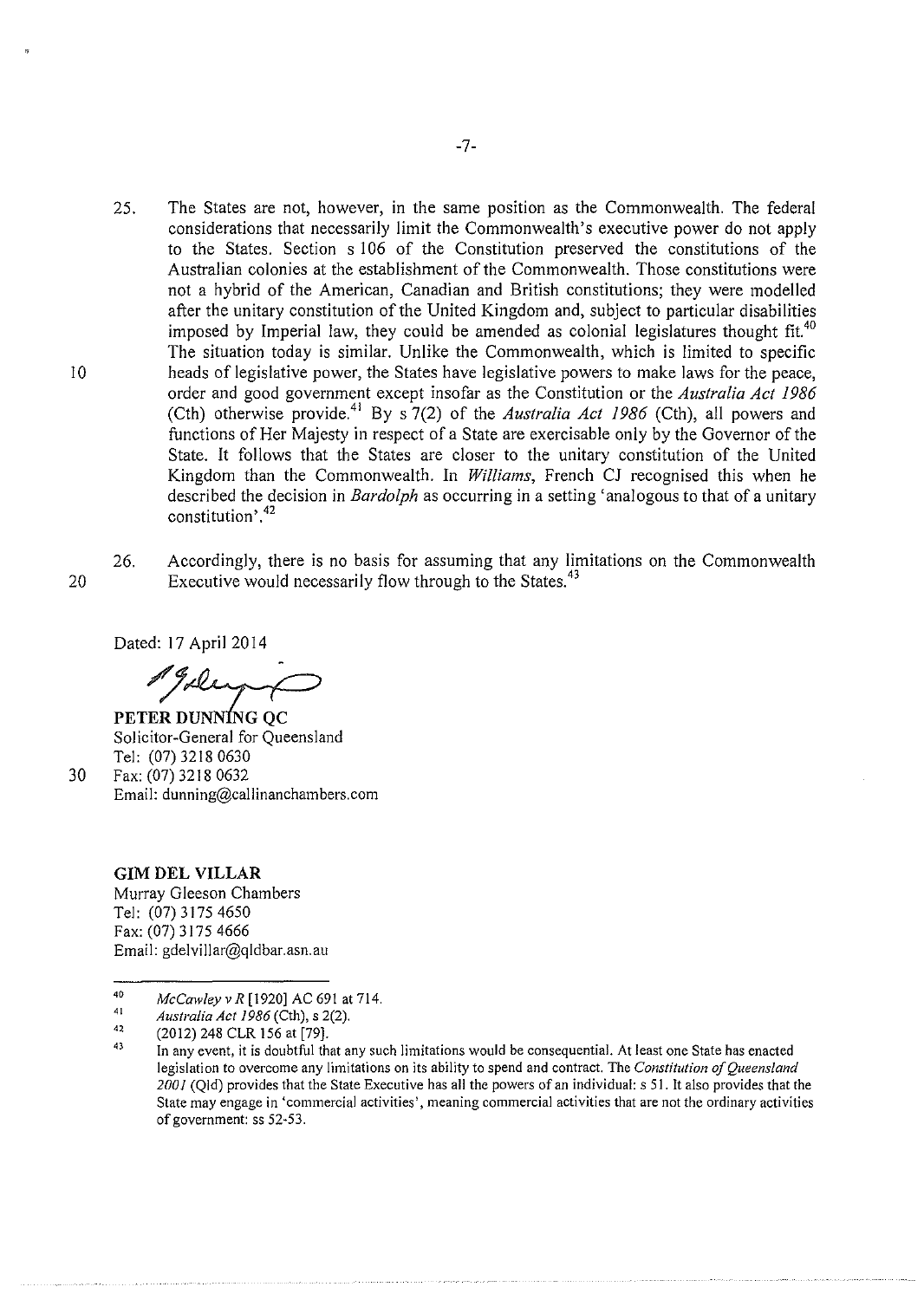25. The States are not, however, in the same position as the Commonwealth. The federal considerations that necessarily limit the Commonwealth's executive power do not apply to the States. Section s 106 of the Constitution preserved the constitutions of the Australian colonies at the establishment of the Commonwealth. Those constitutions were not a hybrid of the American, Canadian and British constitutions; they were modelled after the unitary constitution of the United Kingdom and, subject to particular disabilities imposed by Imperial law, they could be amended as colonial legislatures thought fit.[40] The situation today is similar. Unlike the Commonwealth, which is limited to specific heads of legislative power, the States have legislative powers to make laws for the peace, order and good government except insofar as the Constitution or the *Australia Act 1986* (Cth) otherwise provide.[41] By s 7(2) of the *Australia Act 1986* (Cth), all powers and functions of Her Majesty in respect of a State are exercisable only by the Governor of the State. It follows that the States are closer to the unitary constitution of the United Kingdom than the Commonwealth. In *Williams*, French CJ recognised this when he described the decision in *Bardolph* as occurring in a setting 'analogous to that of a unitary constitution'.[42]

26. Accordingly, there is no basis for assuming that any limitations on the Commonwealth Executive would necessarily flow through to the States.[43]

Dated: 17 April 2014

**PETER DUNNING QC**
Solicitor-General for Queensland
Tel: (07) 3218 0630
Fax: (07) 3218 0632
Email: dunning@callinanchambers.com

**GIM DEL VILLAR**
Murray Gleeson Chambers
Tel: (07) 3175 4650
Fax: (07) 3175 4666
Email: gdelvillar@qldbar.asn.au

---

[40] *McCawley v R* [1920] AC 691 at 714.

[41] *Australia Act 1986* (Cth), s 2(2).

[42] (2012) 248 CLR 156 at [79].

[43] In any event, it is doubtful that any such limitations would be consequential. At least one State has enacted legislation to overcome any limitations on its ability to spend and contract. The *Constitution of Queensland 2001* (Qld) provides that the State Executive has all the powers of an individual: s 51. It also provides that the State may engage in 'commercial activities', meaning commercial activities that are not the ordinary activities of government: ss 52-53.